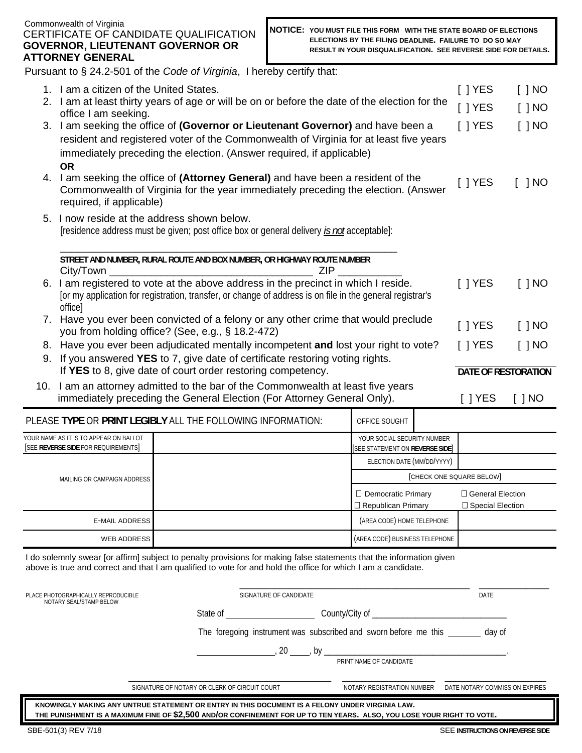Commonwealth of Virginia

# CERTIFICATE OF CANDIDATE QUALIFICATION
## GOVERNOR, LIEUTENANT GOVERNOR OR ATTORNEY GENERAL

**NOTICE: YOU MUST FILE THIS FORM WITH THE STATE BOARD OF ELECTIONS ELECTIONS BY THE FILING DEADLINE. FAILURE TO DO SO MAY RESULT IN YOUR DISQUALIFICATION. SEE REVERSE SIDE FOR DETAILS.**

Pursuant to § 24.2-501 of the *Code of Virginia*, I hereby certify that:

1. I am a citizen of the United States. [ ] YES [ ] NO
2. I am at least thirty years of age or will be on or before the date of the election for the office I am seeking. [ ] YES [ ] NO
3. I am seeking the office of **(Governor or Lieutenant Governor)** and have been a resident and registered voter of the Commonwealth of Virginia for at least five years immediately preceding the election. (Answer required, if applicable) [ ] YES [ ] NO

   **OR**

4. I am seeking the office of **(Attorney General)** and have been a resident of the Commonwealth of Virginia for the year immediately preceding the election. (Answer required, if applicable) [ ] YES [ ] NO
5. I now reside at the address shown below.
   [residence address must be given; post office box or general delivery *is not* acceptable]:

   ______________________________________________
   STREET AND NUMBER, RURAL ROUTE AND BOX NUMBER, OR HIGHWAY ROUTE NUMBER
   City/Town ______________________ ZIP __________
6. I am registered to vote at the above address in the precinct in which I reside. [ ] YES [ ] NO
   [or my application for registration, transfer, or change of address is on file in the general registrar's office]
7. Have you ever been convicted of a felony or any other crime that would preclude you from holding office? (See, e.g., § 18.2-472) [ ] YES [ ] NO
8. Have you ever been adjudicated mentally incompetent **and** lost your right to vote? [ ] YES [ ] NO
9. If you answered **YES** to 7, give date of certificate restoring voting rights.
   If **YES** to 8, give date of court order restoring competency. ______________ **DATE OF RESTORATION**
10. I am an attorney admitted to the bar of the Commonwealth at least five years immediately preceding the General Election (For Attorney General Only). [ ] YES [ ] NO

| PLEASE **TYPE** OR **PRINT LEGIBLY** ALL THE FOLLOWING INFORMATION: | | OFFICE SOUGHT | |
|---|---|---|---|
| YOUR NAME AS IT IS TO APPEAR ON BALLOT [SEE **REVERSE SIDE** FOR REQUIREMENTS] | | YOUR SOCIAL SECURITY NUMBER [SEE STATEMENT ON **REVERSE SIDE**] | |
| MAILING OR CAMPAIGN ADDRESS | | ELECTION DATE (MM/DD/YYYY) | |
| | | [CHECK ONE SQUARE BELOW] | |
| | | ☐ Democratic Primary ☐ Republican Primary | ☐ General Election ☐ Special Election |
| E-MAIL ADDRESS | | (AREA CODE) HOME TELEPHONE | |
| WEB ADDRESS | | (AREA CODE) BUSINESS TELEPHONE | |

I do solemnly swear [or affirm] subject to penalty provisions for making false statements that the information given above is true and correct and that I am qualified to vote for and hold the office for which I am a candidate.

PLACE PHOTOGRAPHICALLY REPRODUCIBLE NOTARY SEAL/STAMP BELOW

______________________________ SIGNATURE OF CANDIDATE ______________ DATE

State of ________________ County/City of ______________________

The foregoing instrument was subscribed and sworn before me this ______ day of

______________, 20 ____, by ________________________________.
PRINT NAME OF CANDIDATE

______________________________ SIGNATURE OF NOTARY OR CLERK OF CIRCUIT COURT ______________ NOTARY REGISTRATION NUMBER ______________ DATE NOTARY COMMISSION EXPIRES

**KNOWINGLY MAKING ANY UNTRUE STATEMENT OR ENTRY IN THIS DOCUMENT IS A FELONY UNDER VIRGINIA LAW. THE PUNISHMENT IS A MAXIMUM FINE OF $2,500 AND/OR CONFINEMENT FOR UP TO TEN YEARS. ALSO, YOU LOSE YOUR RIGHT TO VOTE.**

SBE-501(3) REV 7/18 SEE **INSTRUCTIONS ON REVERSE SIDE**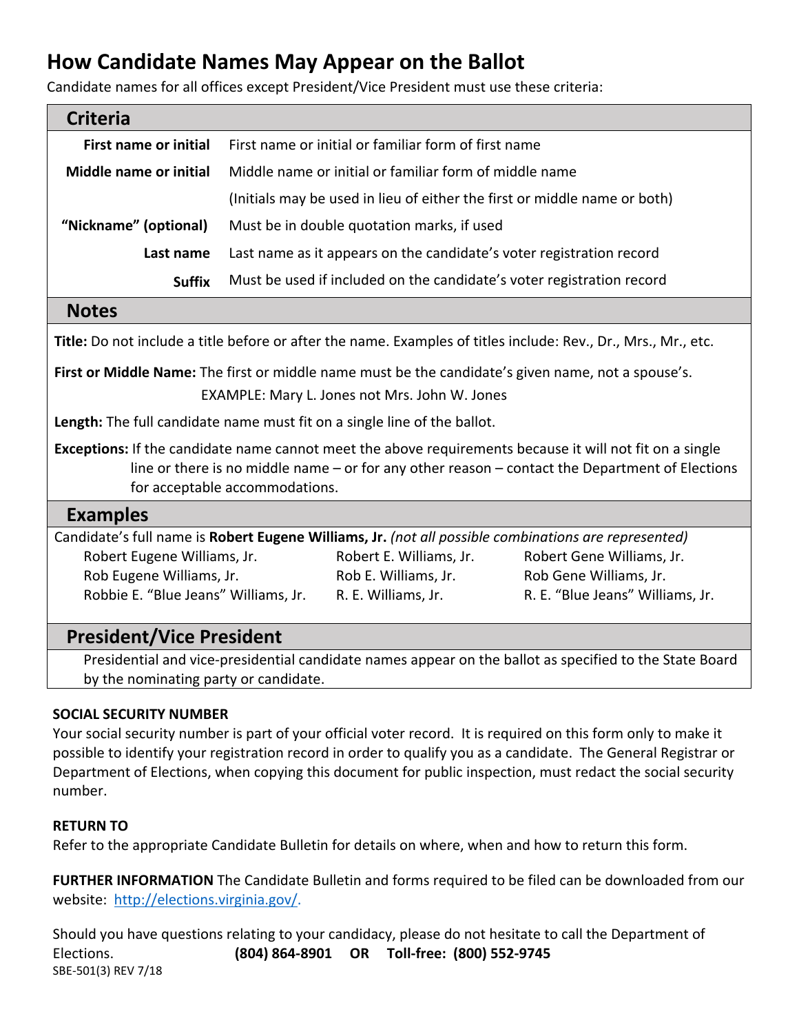# How Candidate Names May Appear on the Ballot

Candidate names for all offices except President/Vice President must use these criteria:

## Criteria

| | |
|---|---|
| **First name or initial** | First name or initial or familiar form of first name |
| **Middle name or initial** | Middle name or initial or familiar form of middle name |
| | (Initials may be used in lieu of either the first or middle name or both) |
| **"Nickname" (optional)** | Must be in double quotation marks, if used |
| **Last name** | Last name as it appears on the candidate's voter registration record |
| **Suffix** | Must be used if included on the candidate's voter registration record |

## Notes

**Title:** Do not include a title before or after the name. Examples of titles include: Rev., Dr., Mrs., Mr., etc.

**First or Middle Name:** The first or middle name must be the candidate's given name, not a spouse's.
EXAMPLE: Mary L. Jones not Mrs. John W. Jones

**Length:** The full candidate name must fit on a single line of the ballot.

**Exceptions:** If the candidate name cannot meet the above requirements because it will not fit on a single line or there is no middle name – or for any other reason – contact the Department of Elections for acceptable accommodations.

## Examples

Candidate's full name is **Robert Eugene Williams, Jr.** *(not all possible combinations are represented)*

| | | |
|---|---|---|
| Robert Eugene Williams, Jr. | Robert E. Williams, Jr. | Robert Gene Williams, Jr. |
| Rob Eugene Williams, Jr. | Rob E. Williams, Jr. | Rob Gene Williams, Jr. |
| Robbie E. "Blue Jeans" Williams, Jr. | R. E. Williams, Jr. | R. E. "Blue Jeans" Williams, Jr. |

## President/Vice President

Presidential and vice-presidential candidate names appear on the ballot as specified to the State Board by the nominating party or candidate.

**SOCIAL SECURITY NUMBER**

Your social security number is part of your official voter record. It is required on this form only to make it possible to identify your registration record in order to qualify you as a candidate. The General Registrar or Department of Elections, when copying this document for public inspection, must redact the social security number.

**RETURN TO**

Refer to the appropriate Candidate Bulletin for details on where, when and how to return this form.

**FURTHER INFORMATION** The Candidate Bulletin and forms required to be filed can be downloaded from our website: http://elections.virginia.gov/.

Should you have questions relating to your candidacy, please do not hesitate to call the Department of Elections. **(804) 864-8901 OR Toll-free: (800) 552-9745**

SBE-501(3) REV 7/18